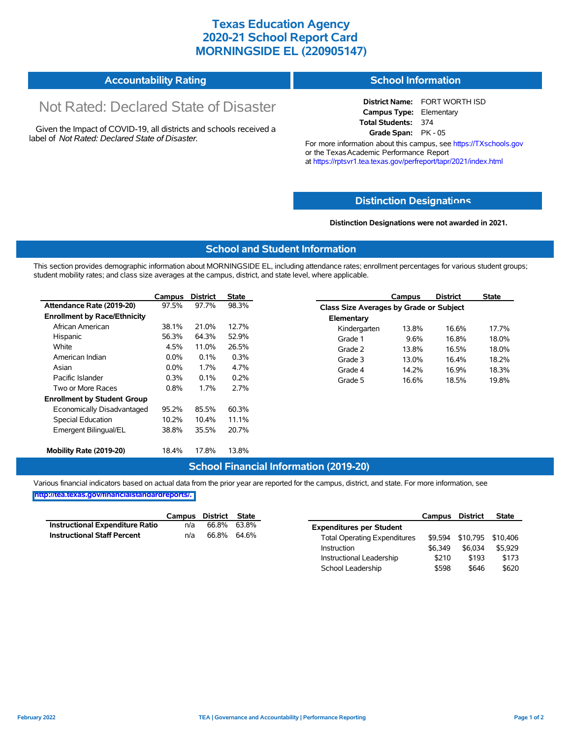# Texas Education Agency
# 2020-21 School Report Card
# MORNINGSIDE EL (220905147)

## Accountability Rating

Not Rated: Declared State of Disaster

Given the Impact of COVID-19, all districts and schools received a label of *Not Rated: Declared State of Disaster*.

## School Information

**District Name:** FORT WORTH ISD
**Campus Type:** Elementary
**Total Students:** 374
**Grade Span:** PK - 05

For more information about this campus, see https://TXschools.gov or the Texas Academic Performance Report at https://rptsvr1.tea.texas.gov/perfreport/tapr/2021/index.html

## Distinction Designations

**Distinction Designations were not awarded in 2021.**

## School and Student Information

This section provides demographic information about MORNINGSIDE EL, including attendance rates; enrollment percentages for various student groups; student mobility rates; and class size averages at the campus, district, and state level, where applicable.

| | Campus | District | State |
|---|---|---|---|
| **Attendance Rate (2019-20)** | 97.5% | 97.7% | 98.3% |
| **Enrollment by Race/Ethnicity** | | | |
| African American | 38.1% | 21.0% | 12.7% |
| Hispanic | 56.3% | 64.3% | 52.9% |
| White | 4.5% | 11.0% | 26.5% |
| American Indian | 0.0% | 0.1% | 0.3% |
| Asian | 0.0% | 1.7% | 4.7% |
| Pacific Islander | 0.3% | 0.1% | 0.2% |
| Two or More Races | 0.8% | 1.7% | 2.7% |
| **Enrollment by Student Group** | | | |
| Economically Disadvantaged | 95.2% | 85.5% | 60.3% |
| Special Education | 10.2% | 10.4% | 11.1% |
| Emergent Bilingual/EL | 38.8% | 35.5% | 20.7% |
| **Mobility Rate (2019-20)** | 18.4% | 17.8% | 13.8% |

| | Campus | District | State |
|---|---|---|---|
| **Class Size Averages by Grade or Subject** | | | |
| **Elementary** | | | |
| Kindergarten | 13.8% | 16.6% | 17.7% |
| Grade 1 | 9.6% | 16.8% | 18.0% |
| Grade 2 | 13.8% | 16.5% | 18.0% |
| Grade 3 | 13.0% | 16.4% | 18.2% |
| Grade 4 | 14.2% | 16.9% | 18.3% |
| Grade 5 | 16.6% | 18.5% | 19.8% |

## School Financial Information (2019-20)

Various financial indicators based on actual data from the prior year are reported for the campus, district, and state. For more information, see http://tea.texas.gov/financialstandardreports/.

| | Campus | District | State |
|---|---|---|---|
| **Instructional Expenditure Ratio** | n/a | 66.8% | 63.8% |
| **Instructional Staff Percent** | n/a | 66.8% | 64.6% |

| | Campus | District | State |
|---|---|---|---|
| **Expenditures per Student** | | | |
| Total Operating Expenditures | $9,594 | $10,795 | $10,406 |
| Instruction | $6,349 | $6,034 | $5,929 |
| Instructional Leadership | $210 | $193 | $173 |
| School Leadership | $598 | $646 | $620 |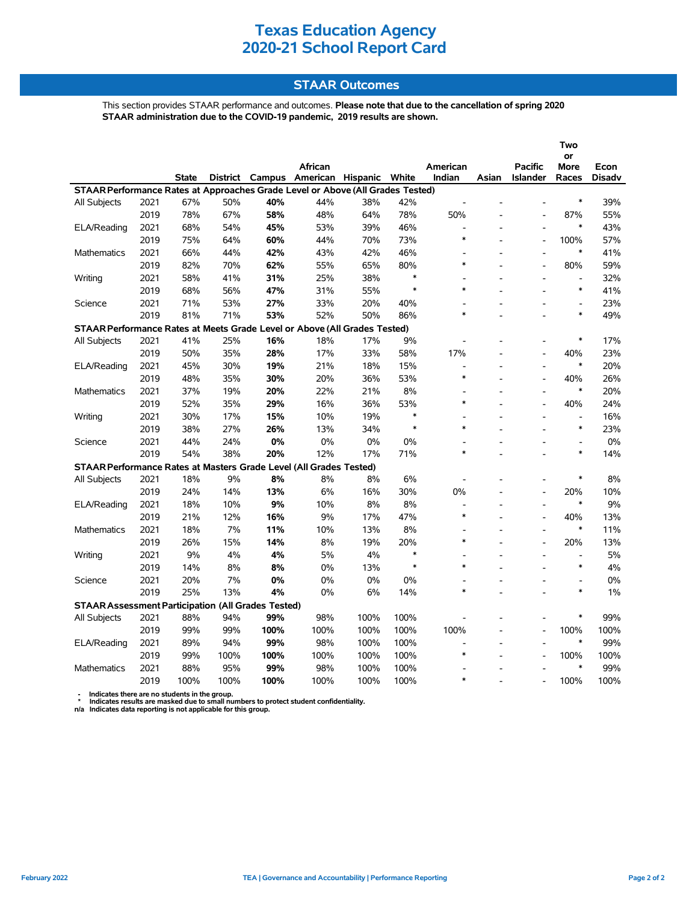# Texas Education Agency
# 2020-21 School Report Card

## STAAR Outcomes

This section provides STAAR performance and outcomes. **Please note that due to the cancellation of spring 2020 STAAR administration due to the COVID-19 pandemic, 2019 results are shown.**

| | | State | District | Campus | African American | Hispanic | White | American Indian | Asian | Pacific Islander | Two or More Races | Econ Disadv |
|---|---|---|---|---|---|---|---|---|---|---|---|---|
| **STAAR Performance Rates at Approaches Grade Level or Above (All Grades Tested)** | | | | | | | | | | | | |
| All Subjects | 2021 | 67% | 50% | **40%** | 44% | 38% | 42% | - | - | - | * | 39% |
| | 2019 | 78% | 67% | **58%** | 48% | 64% | 78% | 50% | - | - | 87% | 55% |
| ELA/Reading | 2021 | 68% | 54% | **45%** | 53% | 39% | 46% | - | - | - | * | 43% |
| | 2019 | 75% | 64% | **60%** | 44% | 70% | 73% | * | - | - | 100% | 57% |
| Mathematics | 2021 | 66% | 44% | **42%** | 43% | 42% | 46% | - | - | - | * | 41% |
| | 2019 | 82% | 70% | **62%** | 55% | 65% | 80% | * | - | - | 80% | 59% |
| Writing | 2021 | 58% | 41% | **31%** | 25% | 38% | * | - | - | - | - | 32% |
| | 2019 | 68% | 56% | **47%** | 31% | 55% | * | * | - | - | * | 41% |
| Science | 2021 | 71% | 53% | **27%** | 33% | 20% | 40% | - | - | - | - | 23% |
| | 2019 | 81% | 71% | **53%** | 52% | 50% | 86% | * | - | - | * | 49% |
| **STAAR Performance Rates at Meets Grade Level or Above (All Grades Tested)** | | | | | | | | | | | | |
| All Subjects | 2021 | 41% | 25% | **16%** | 18% | 17% | 9% | - | - | - | * | 17% |
| | 2019 | 50% | 35% | **28%** | 17% | 33% | 58% | 17% | - | - | 40% | 23% |
| ELA/Reading | 2021 | 45% | 30% | **19%** | 21% | 18% | 15% | - | - | - | * | 20% |
| | 2019 | 48% | 35% | **30%** | 20% | 36% | 53% | * | - | - | 40% | 26% |
| Mathematics | 2021 | 37% | 19% | **20%** | 22% | 21% | 8% | - | - | - | * | 20% |
| | 2019 | 52% | 35% | **29%** | 16% | 36% | 53% | * | - | - | 40% | 24% |
| Writing | 2021 | 30% | 17% | **15%** | 10% | 19% | * | - | - | - | - | 16% |
| | 2019 | 38% | 27% | **26%** | 13% | 34% | * | * | - | - | * | 23% |
| Science | 2021 | 44% | 24% | **0%** | 0% | 0% | 0% | - | - | - | - | 0% |
| | 2019 | 54% | 38% | **20%** | 12% | 17% | 71% | * | - | - | * | 14% |
| **STAAR Performance Rates at Masters Grade Level (All Grades Tested)** | | | | | | | | | | | | |
| All Subjects | 2021 | 18% | 9% | **8%** | 8% | 8% | 6% | - | - | - | * | 8% |
| | 2019 | 24% | 14% | **13%** | 6% | 16% | 30% | 0% | - | - | 20% | 10% |
| ELA/Reading | 2021 | 18% | 10% | **9%** | 10% | 8% | 8% | - | - | - | * | 9% |
| | 2019 | 21% | 12% | **16%** | 9% | 17% | 47% | * | - | - | 40% | 13% |
| Mathematics | 2021 | 18% | 7% | **11%** | 10% | 13% | 8% | - | - | - | * | 11% |
| | 2019 | 26% | 15% | **14%** | 8% | 19% | 20% | * | - | - | 20% | 13% |
| Writing | 2021 | 9% | 4% | **4%** | 5% | 4% | * | - | - | - | - | 5% |
| | 2019 | 14% | 8% | **8%** | 0% | 13% | * | * | - | - | * | 4% |
| Science | 2021 | 20% | 7% | **0%** | 0% | 0% | 0% | - | - | - | - | 0% |
| | 2019 | 25% | 13% | **4%** | 0% | 6% | 14% | * | - | - | * | 1% |
| **STAAR Assessment Participation (All Grades Tested)** | | | | | | | | | | | | |
| All Subjects | 2021 | 88% | 94% | **99%** | 98% | 100% | 100% | - | - | - | * | 99% |
| | 2019 | 99% | 99% | **100%** | 100% | 100% | 100% | 100% | - | - | 100% | 100% |
| ELA/Reading | 2021 | 89% | 94% | **99%** | 98% | 100% | 100% | - | - | - | * | 99% |
| | 2019 | 99% | 100% | **100%** | 100% | 100% | 100% | * | - | - | 100% | 100% |
| Mathematics | 2021 | 88% | 95% | **99%** | 98% | 100% | 100% | - | - | - | * | 99% |
| | 2019 | 100% | 100% | **100%** | 100% | 100% | 100% | * | - | - | 100% | 100% |

- Indicates there are no students in the group.
* Indicates results are masked due to small numbers to protect student confidentiality.
n/a Indicates data reporting is not applicable for this group.